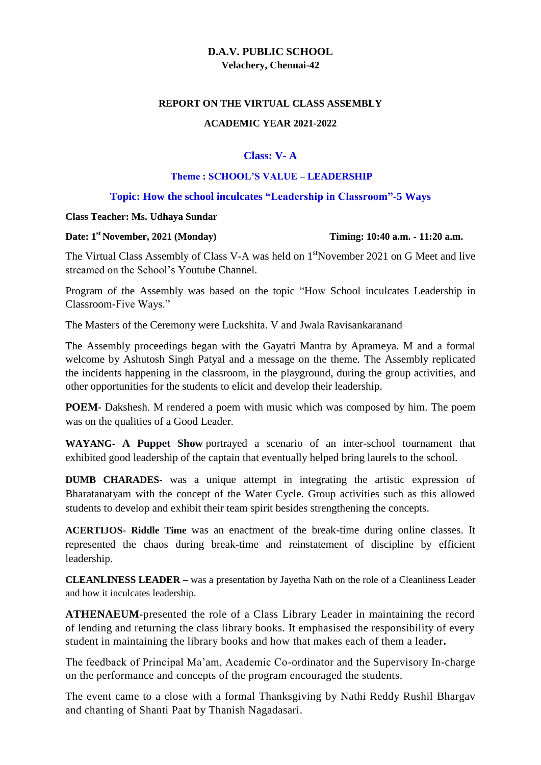# D.A.V. PUBLIC SCHOOL

**Velachery, Chennai-42**

## REPORT ON THE VIRTUAL CLASS ASSEMBLY

**ACADEMIC YEAR 2021-2022**

### Class: V- A

**Theme : SCHOOL'S VALUE – LEADERSHIP**

**Topic: How the school inculcates "Leadership in Classroom"-5 Ways**

**Class Teacher: Ms. Udhaya Sundar**

**Date: 1st November, 2021 (Monday)** **Timing: 10:40 a.m. - 11:20 a.m.**

The Virtual Class Assembly of Class V-A was held on 1stNovember 2021 on G Meet and live streamed on the School's Youtube Channel.

Program of the Assembly was based on the topic "How School inculcates Leadership in Classroom-Five Ways."

The Masters of the Ceremony were Luckshita. V and Jwala Ravisankaranand

The Assembly proceedings began with the Gayatri Mantra by Aprameya. M and a formal welcome by Ashutosh Singh Patyal and a message on the theme. The Assembly replicated the incidents happening in the classroom, in the playground, during the group activities, and other opportunities for the students to elicit and develop their leadership.

**POEM**- Dakshesh. M rendered a poem with music which was composed by him. The poem was on the qualities of a Good Leader.

**WAYANG- A Puppet Show** portrayed a scenario of an inter-school tournament that exhibited good leadership of the captain that eventually helped bring laurels to the school.

**DUMB CHARADES-** was a unique attempt in integrating the artistic expression of Bharatanatyam with the concept of the Water Cycle. Group activities such as this allowed students to develop and exhibit their team spirit besides strengthening the concepts.

**ACERTIJOS- Riddle Time** was an enactment of the break-time during online classes. It represented the chaos during break-time and reinstatement of discipline by efficient leadership.

**CLEANLINESS LEADER** – was a presentation by Jayetha Nath on the role of a Cleanliness Leader and how it inculcates leadership.

**ATHENAEUM-**presented the role of a Class Library Leader in maintaining the record of lending and returning the class library books. It emphasised the responsibility of every student in maintaining the library books and how that makes each of them a leader**.**

The feedback of Principal Ma'am, Academic Co-ordinator and the Supervisory In-charge on the performance and concepts of the program encouraged the students.

The event came to a close with a formal Thanksgiving by Nathi Reddy Rushil Bhargav and chanting of Shanti Paat by Thanish Nagadasari.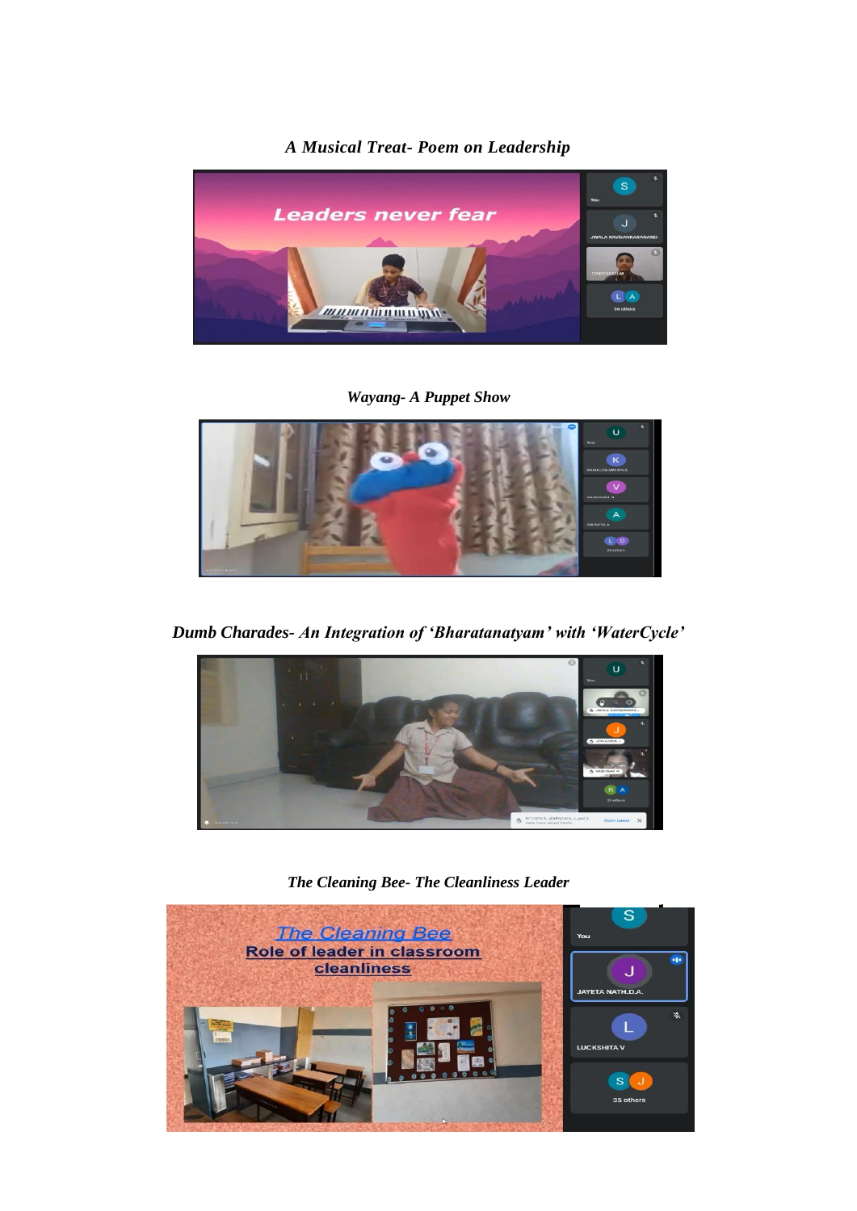*A Musical Treat- Poem on Leadership*

*Wayang- A Puppet Show*

*Dumb Charades- An Integration of 'Bharatanatyam' with 'WaterCycle'*

*The Cleaning Bee- The Cleanliness Leader*